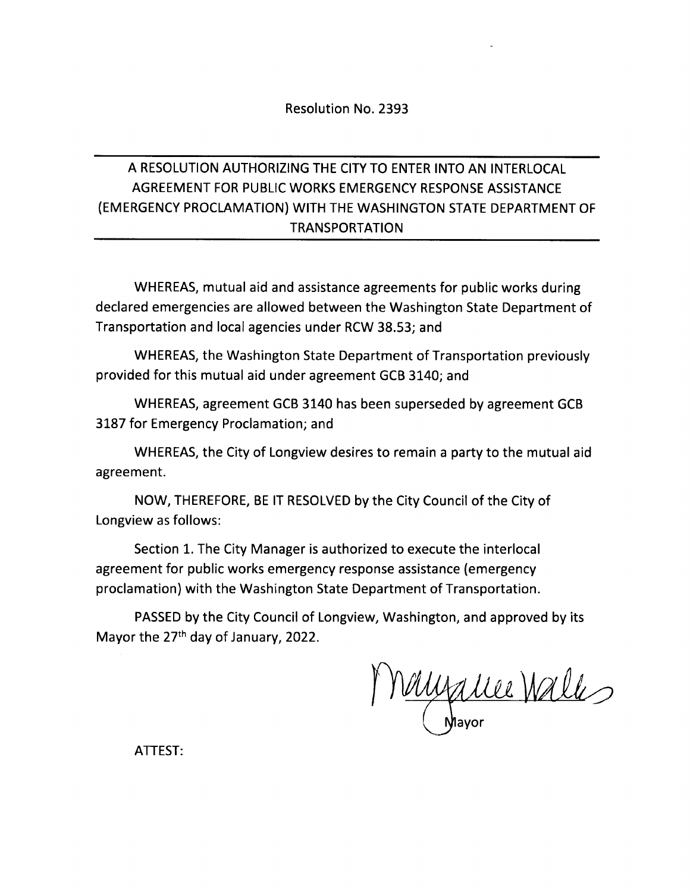Resolution No. 2393

## A RESOLUTION AUTHORIZING THE CITY TO ENTER INTO AN INTERLOCAL AGREEMENT FOR PUBLIC WORKS EMERGENCY RESPONSE ASSISTANCE (EMERGENCY PROCLAMATION) WITH THE WASHINGTON STATE DEPARTMENT OF TRANSPORTATION

WHEREAS, mutual aid and assistance agreements for public works during declared emergencies are allowed between the Washington State Department of Transportation and local agencies under RCW 38.53; and

WHEREAS, the Washington State Department of Transportation previously provided for this mutual aid under agreement GCB 3140; and

WHEREAS, agreement GCB 3140 has been superseded by agreement GCB 3187 for Emergency Proclamation; and

WHEREAS, the City of Longview desires to remain a party to the mutual aid agreement.

NOW, THEREFORE, BE IT RESOLVED by the City Council of the City of Longview as follows:

Section 1. The City Manager is authorized to execute the interlocal agreement for public works emergency response assistance (emergency proclamation) with the Washington State Department of Transportation.

PASSED by the City Council of Longview, Washington, and approved by its Mayor the 27th day of January, 2022.

Mayor

ATTEST: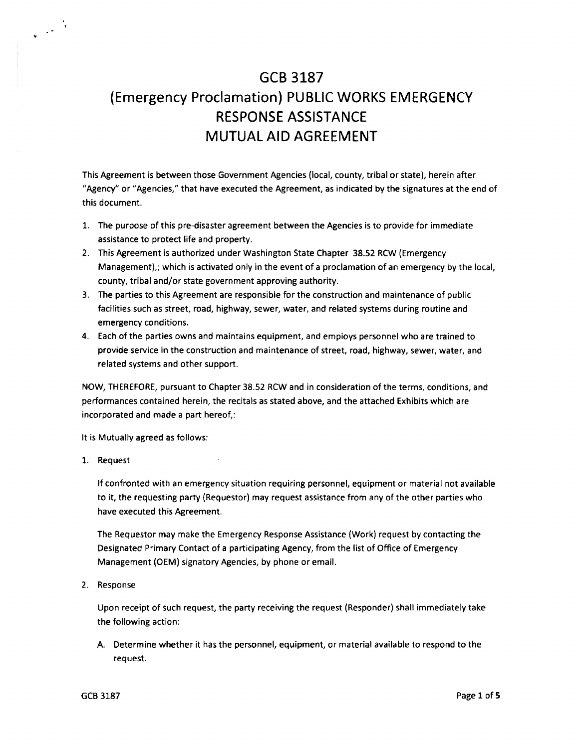# GCB 3187

# (Emergency Proclamation) PUBLIC WORKS EMERGENCY RESPONSE ASSISTANCE MUTUAL AID AGREEMENT

This Agreement is between those Government Agencies (local, county, tribal or state), herein after "Agency" or "Agencies," that have executed the Agreement, as indicated by the signatures at the end of this document.

1. The purpose of this pre-disaster agreement between the Agencies is to provide for immediate assistance to protect life and property.
2. This Agreement is authorized under Washington State Chapter 38.52 RCW (Emergency Management),; which is activated only in the event of a proclamation of an emergency by the local, county, tribal and/or state government approving authority.
3. The parties to this Agreement are responsible for the construction and maintenance of public facilities such as street, road, highway, sewer, water, and related systems during routine and emergency conditions.
4. Each of the parties owns and maintains equipment, and employs personnel who are trained to provide service in the construction and maintenance of street, road, highway, sewer, water, and related systems and other support.

NOW, THEREFORE, pursuant to Chapter 38.52 RCW and in consideration of the terms, conditions, and performances contained herein, the recitals as stated above, and the attached Exhibits which are incorporated and made a part hereof,:

It is Mutually agreed as follows:

1. Request

   If confronted with an emergency situation requiring personnel, equipment or material not available to it, the requesting party (Requestor) may request assistance from any of the other parties who have executed this Agreement.

   The Requestor may make the Emergency Response Assistance (Work) request by contacting the Designated Primary Contact of a participating Agency, from the list of Office of Emergency Management (OEM) signatory Agencies, by phone or email.

2. Response

   Upon receipt of such request, the party receiving the request (Responder) shall immediately take the following action:

   A. Determine whether it has the personnel, equipment, or material available to respond to the request.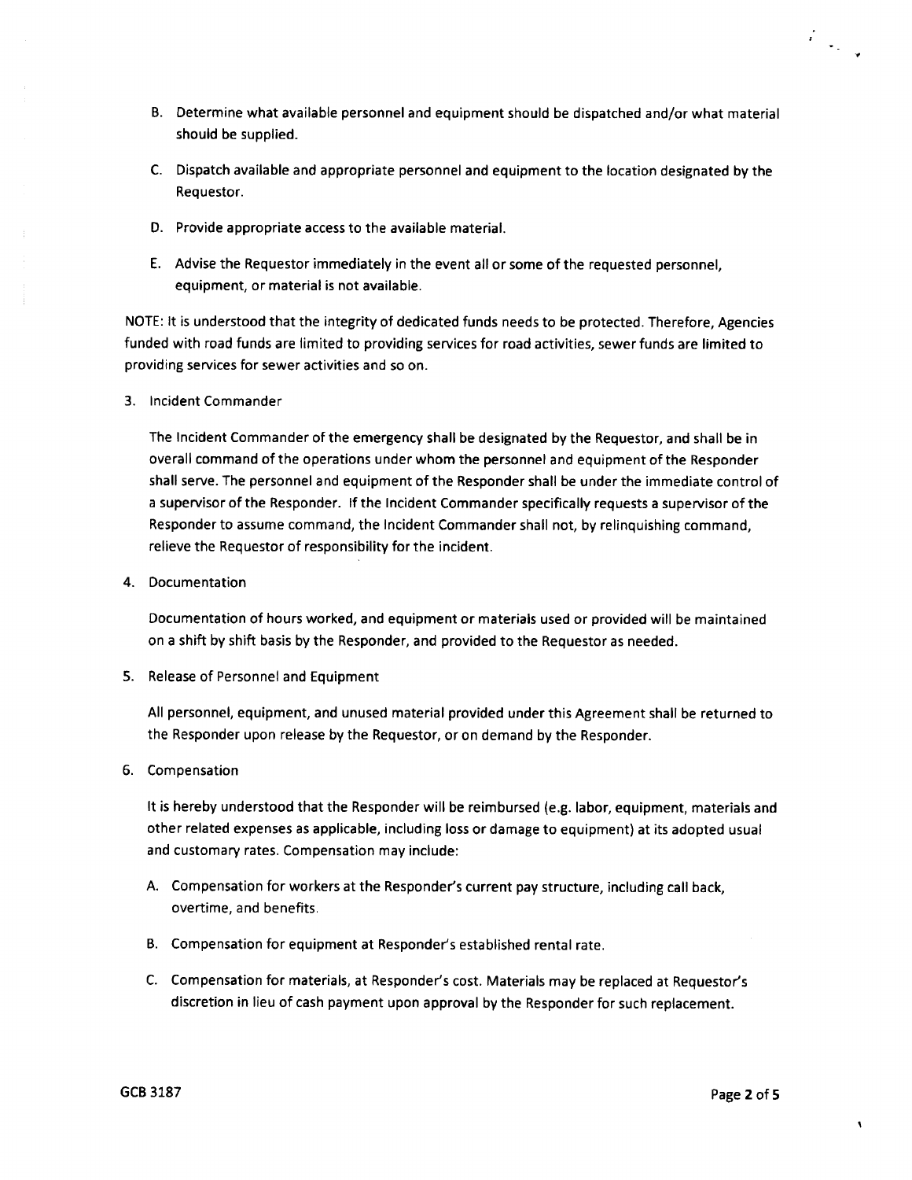B. Determine what available personnel and equipment should be dispatched and/or what material should be supplied.

C. Dispatch available and appropriate personnel and equipment to the location designated by the Requestor.

D. Provide appropriate access to the available material.

E. Advise the Requestor immediately in the event all or some of the requested personnel, equipment, or material is not available.

NOTE: It is understood that the integrity of dedicated funds needs to be protected. Therefore, Agencies funded with road funds are limited to providing services for road activities, sewer funds are limited to providing services for sewer activities and so on.

3. Incident Commander

   The Incident Commander of the emergency shall be designated by the Requestor, and shall be in overall command of the operations under whom the personnel and equipment of the Responder shall serve. The personnel and equipment of the Responder shall be under the immediate control of a supervisor of the Responder. If the Incident Commander specifically requests a supervisor of the Responder to assume command, the Incident Commander shall not, by relinquishing command, relieve the Requestor of responsibility for the incident.

4. Documentation

   Documentation of hours worked, and equipment or materials used or provided will be maintained on a shift by shift basis by the Responder, and provided to the Requestor as needed.

5. Release of Personnel and Equipment

   All personnel, equipment, and unused material provided under this Agreement shall be returned to the Responder upon release by the Requestor, or on demand by the Responder.

6. Compensation

   It is hereby understood that the Responder will be reimbursed (e.g. labor, equipment, materials and other related expenses as applicable, including loss or damage to equipment) at its adopted usual and customary rates. Compensation may include:

   A. Compensation for workers at the Responder's current pay structure, including call back, overtime, and benefits.

   B. Compensation for equipment at Responder's established rental rate.

   C. Compensation for materials, at Responder's cost. Materials may be replaced at Requestor's discretion in lieu of cash payment upon approval by the Responder for such replacement.

GCB 3187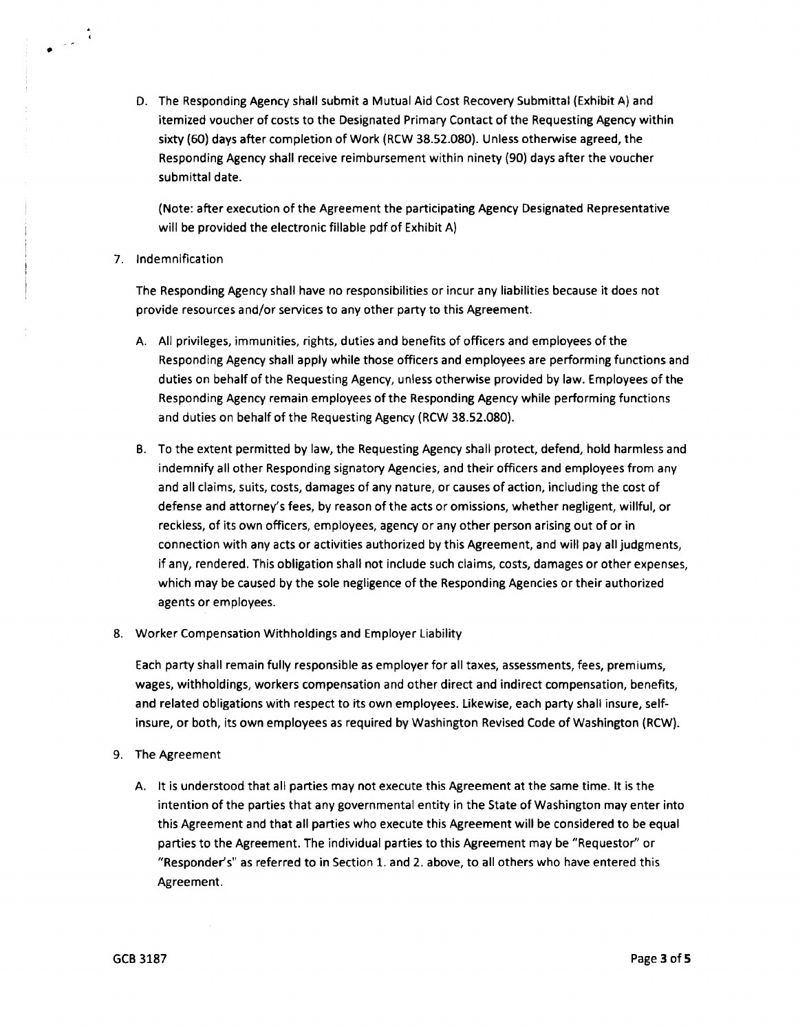D. The Responding Agency shall submit a Mutual Aid Cost Recovery Submittal (Exhibit A) and itemized voucher of costs to the Designated Primary Contact of the Requesting Agency within sixty (60) days after completion of Work (RCW 38.52.080). Unless otherwise agreed, the Responding Agency shall receive reimbursement within ninety (90) days after the voucher submittal date.

   (Note: after execution of the Agreement the participating Agency Designated Representative will be provided the electronic fillable pdf of Exhibit A)

7. Indemnification

   The Responding Agency shall have no responsibilities or incur any liabilities because it does not provide resources and/or services to any other party to this Agreement.

   A. All privileges, immunities, rights, duties and benefits of officers and employees of the Responding Agency shall apply while those officers and employees are performing functions and duties on behalf of the Requesting Agency, unless otherwise provided by law. Employees of the Responding Agency remain employees of the Responding Agency while performing functions and duties on behalf of the Requesting Agency (RCW 38.52.080).

   B. To the extent permitted by law, the Requesting Agency shall protect, defend, hold harmless and indemnify all other Responding signatory Agencies, and their officers and employees from any and all claims, suits, costs, damages of any nature, or causes of action, including the cost of defense and attorney's fees, by reason of the acts or omissions, whether negligent, willful, or reckless, of its own officers, employees, agency or any other person arising out of or in connection with any acts or activities authorized by this Agreement, and will pay all judgments, if any, rendered. This obligation shall not include such claims, costs, damages or other expenses, which may be caused by the sole negligence of the Responding Agencies or their authorized agents or employees.

8. Worker Compensation Withholdings and Employer Liability

   Each party shall remain fully responsible as employer for all taxes, assessments, fees, premiums, wages, withholdings, workers compensation and other direct and indirect compensation, benefits, and related obligations with respect to its own employees. Likewise, each party shall insure, self-insure, or both, its own employees as required by Washington Revised Code of Washington (RCW).

9. The Agreement

   A. It is understood that all parties may not execute this Agreement at the same time. It is the intention of the parties that any governmental entity in the State of Washington may enter into this Agreement and that all parties who execute this Agreement will be considered to be equal parties to the Agreement. The individual parties to this Agreement may be "Requestor" or "Responder's" as referred to in Section 1. and 2. above, to all others who have entered this Agreement.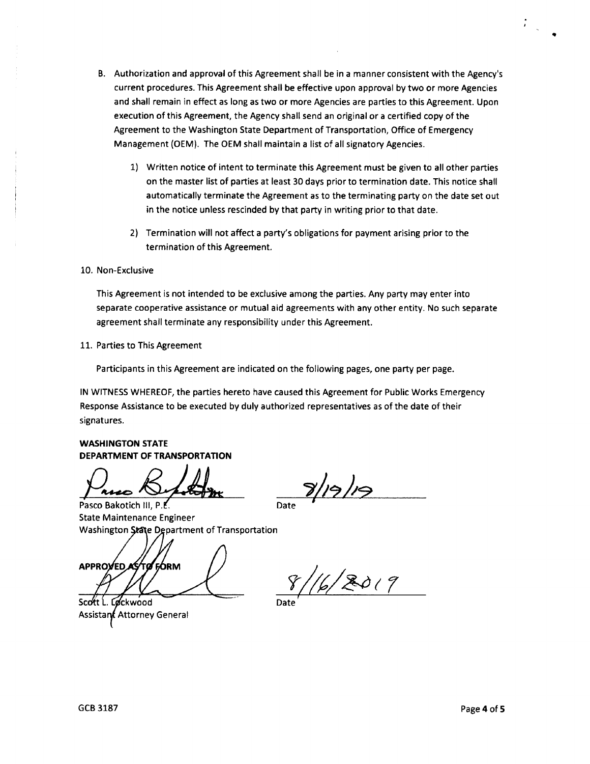B. Authorization and approval of this Agreement shall be in a manner consistent with the Agency's current procedures. This Agreement shall be effective upon approval by two or more Agencies and shall remain in effect as long as two or more Agencies are parties to this Agreement. Upon execution of this Agreement, the Agency shall send an original or a certified copy of the Agreement to the Washington State Department of Transportation, Office of Emergency Management (OEM). The OEM shall maintain a list of all signatory Agencies.

   1) Written notice of intent to terminate this Agreement must be given to all other parties on the master list of parties at least 30 days prior to termination date. This notice shall automatically terminate the Agreement as to the terminating party on the date set out in the notice unless rescinded by that party in writing prior to that date.

   2) Termination will not affect a party's obligations for payment arising prior to the termination of this Agreement.

10. Non-Exclusive

This Agreement is not intended to be exclusive among the parties. Any party may enter into separate cooperative assistance or mutual aid agreements with any other entity. No such separate agreement shall terminate any responsibility under this Agreement.

11. Parties to This Agreement

Participants in this Agreement are indicated on the following pages, one party per page.

IN WITNESS WHEREOF, the parties hereto have caused this Agreement for Public Works Emergency Response Assistance to be executed by duly authorized representatives as of the date of their signatures.

**WASHINGTON STATE**
**DEPARTMENT OF TRANSPORTATION**

Pasco Bakotich III, P.E. — Date: 8/19/19
State Maintenance Engineer
Washington State Department of Transportation

APPROVED AS TO FORM

Scott L. Lockwood — Date: 8/16/2019
Assistant Attorney General

GCB 3187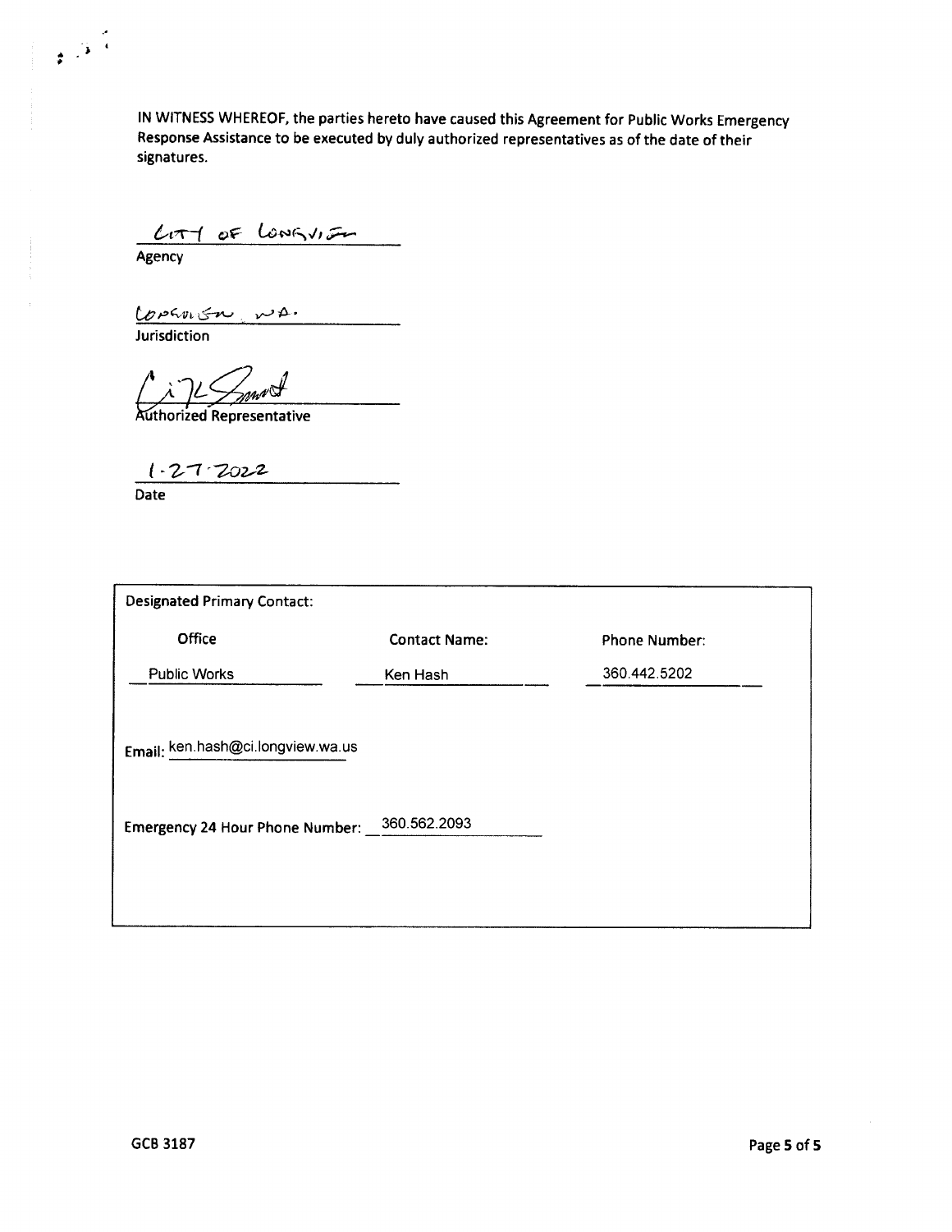IN WITNESS WHEREOF, the parties hereto have caused this Agreement for Public Works Emergency Response Assistance to be executed by duly authorized representatives as of the date of their signatures.

CITY OF LONGVIEW
Agency

LONGVIEW WA.
Jurisdiction

(signature)
Authorized Representative

1-27-2022
Date

Designated Primary Contact:

| Office | Contact Name: | Phone Number: |
| --- | --- | --- |
| Public Works | Ken Hash | 360.442.5202 |

Email: ken.hash@ci.longview.wa.us

Emergency 24 Hour Phone Number: 360.562.2093

GCB 3187